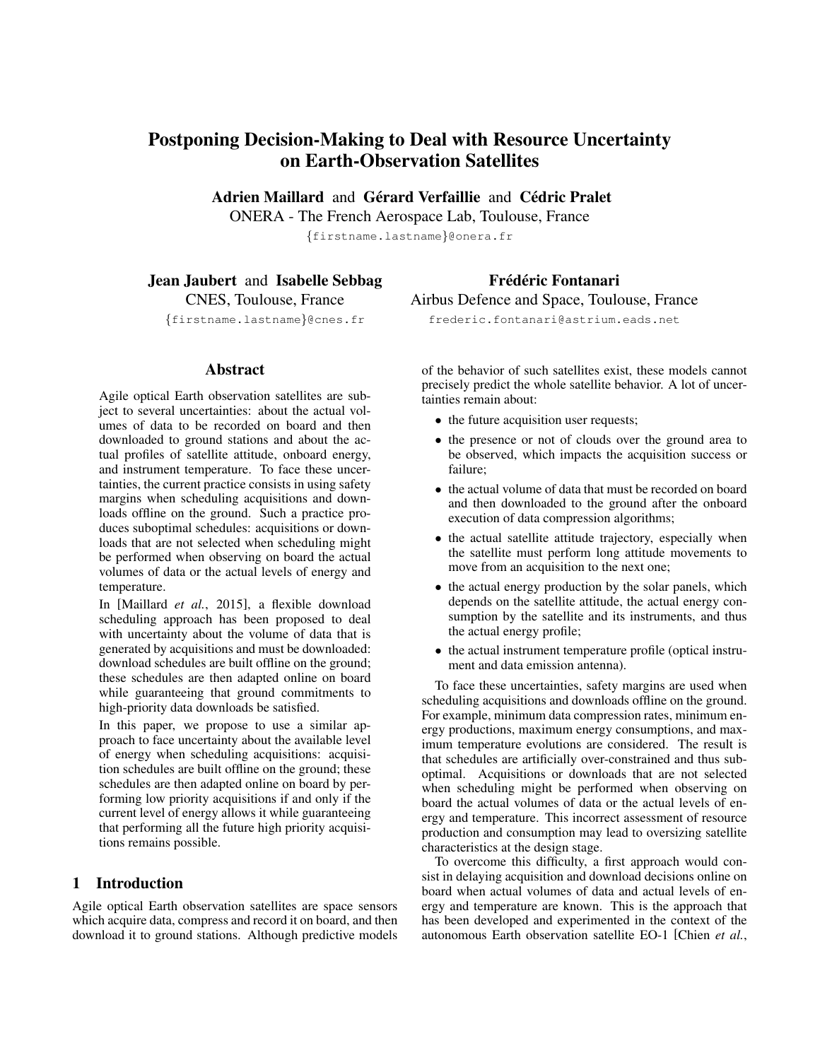# Postponing Decision-Making to Deal with Resource Uncertainty on Earth-Observation Satellites

**Adrien Maillard** and **Gérard Verfaillie** and **Cédric Pralet**
ONERA - The French Aerospace Lab, Toulouse, France
{firstname.lastname}@onera.fr

**Jean Jaubert** and **Isabelle Sebbag**
CNES, Toulouse, France
{firstname.lastname}@cnes.fr

**Frédéric Fontanari**
Airbus Defence and Space, Toulouse, France
frederic.fontanari@astrium.eads.net

## Abstract

Agile optical Earth observation satellites are subject to several uncertainties: about the actual volumes of data to be recorded on board and then downloaded to ground stations and about the actual profiles of satellite attitude, onboard energy, and instrument temperature. To face these uncertainties, the current practice consists in using safety margins when scheduling acquisitions and downloads offline on the ground. Such a practice produces suboptimal schedules: acquisitions or downloads that are not selected when scheduling might be performed when observing on board the actual volumes of data or the actual levels of energy and temperature.

In [Maillard *et al.*, 2015], a flexible download scheduling approach has been proposed to deal with uncertainty about the volume of data that is generated by acquisitions and must be downloaded: download schedules are built offline on the ground; these schedules are then adapted online on board while guaranteeing that ground commitments to high-priority data downloads be satisfied.

In this paper, we propose to use a similar approach to face uncertainty about the available level of energy when scheduling acquisitions: acquisition schedules are built offline on the ground; these schedules are then adapted online on board by performing low priority acquisitions if and only if the current level of energy allows it while guaranteeing that performing all the future high priority acquisitions remains possible.

## 1 Introduction

Agile optical Earth observation satellites are space sensors which acquire data, compress and record it on board, and then download it to ground stations. Although predictive models of the behavior of such satellites exist, these models cannot precisely predict the whole satellite behavior. A lot of uncertainties remain about:

- the future acquisition user requests;
- the presence or not of clouds over the ground area to be observed, which impacts the acquisition success or failure;
- the actual volume of data that must be recorded on board and then downloaded to the ground after the onboard execution of data compression algorithms;
- the actual satellite attitude trajectory, especially when the satellite must perform long attitude movements to move from an acquisition to the next one;
- the actual energy production by the solar panels, which depends on the satellite attitude, the actual energy consumption by the satellite and its instruments, and thus the actual energy profile;
- the actual instrument temperature profile (optical instrument and data emission antenna).

To face these uncertainties, safety margins are used when scheduling acquisitions and downloads offline on the ground. For example, minimum data compression rates, minimum energy productions, maximum energy consumptions, and maximum temperature evolutions are considered. The result is that schedules are artificially over-constrained and thus suboptimal. Acquisitions or downloads that are not selected when scheduling might be performed when observing on board the actual volumes of data or the actual levels of energy and temperature. This incorrect assessment of resource production and consumption may lead to oversizing satellite characteristics at the design stage.

To overcome this difficulty, a first approach would consist in delaying acquisition and download decisions online on board when actual volumes of data and actual levels of energy and temperature are known. This is the approach that has been developed and experimented in the context of the autonomous Earth observation satellite EO-1 [Chien *et al.*,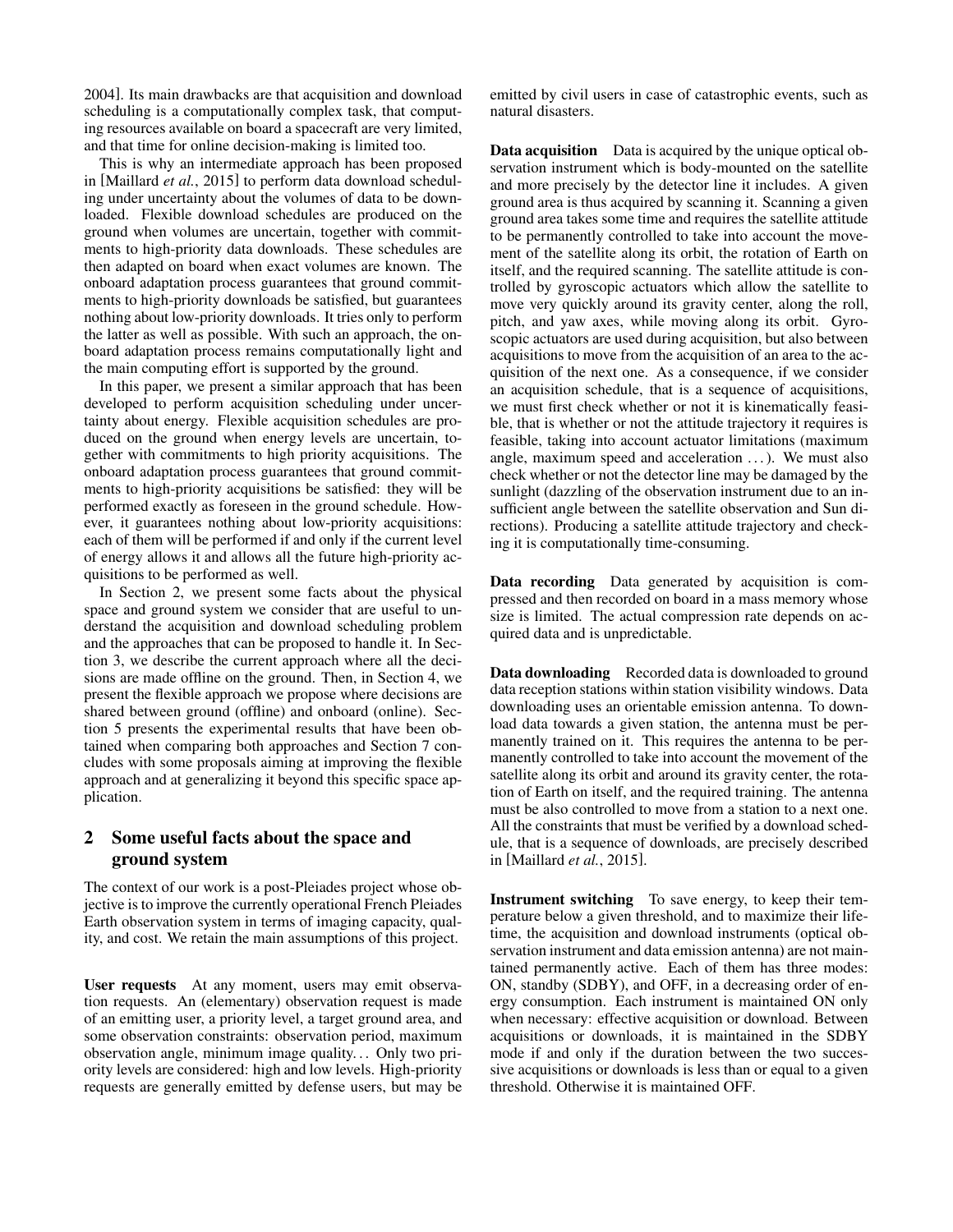2004]. Its main drawbacks are that acquisition and download scheduling is a computationally complex task, that computing resources available on board a spacecraft are very limited, and that time for online decision-making is limited too.

This is why an intermediate approach has been proposed in [Maillard *et al.*, 2015] to perform data download scheduling under uncertainty about the volumes of data to be downloaded. Flexible download schedules are produced on the ground when volumes are uncertain, together with commitments to high-priority data downloads. These schedules are then adapted on board when exact volumes are known. The onboard adaptation process guarantees that ground commitments to high-priority downloads be satisfied, but guarantees nothing about low-priority downloads. It tries only to perform the latter as well as possible. With such an approach, the onboard adaptation process remains computationally light and the main computing effort is supported by the ground.

In this paper, we present a similar approach that has been developed to perform acquisition scheduling under uncertainty about energy. Flexible acquisition schedules are produced on the ground when energy levels are uncertain, together with commitments to high priority acquisitions. The onboard adaptation process guarantees that ground commitments to high-priority acquisitions be satisfied: they will be performed exactly as foreseen in the ground schedule. However, it guarantees nothing about low-priority acquisitions: each of them will be performed if and only if the current level of energy allows it and allows all the future high-priority acquisitions to be performed as well.

In Section 2, we present some facts about the physical space and ground system we consider that are useful to understand the acquisition and download scheduling problem and the approaches that can be proposed to handle it. In Section 3, we describe the current approach where all the decisions are made offline on the ground. Then, in Section 4, we present the flexible approach we propose where decisions are shared between ground (offline) and onboard (online). Section 5 presents the experimental results that have been obtained when comparing both approaches and Section 7 concludes with some proposals aiming at improving the flexible approach and at generalizing it beyond this specific space application.

## 2 Some useful facts about the space and ground system

The context of our work is a post-Pleiades project whose objective is to improve the currently operational French Pleiades Earth observation system in terms of imaging capacity, quality, and cost. We retain the main assumptions of this project.

**User requests** At any moment, users may emit observation requests. An (elementary) observation request is made of an emitting user, a priority level, a target ground area, and some observation constraints: observation period, maximum observation angle, minimum image quality... Only two priority levels are considered: high and low levels. High-priority requests are generally emitted by defense users, but may be emitted by civil users in case of catastrophic events, such as natural disasters.

**Data acquisition** Data is acquired by the unique optical observation instrument which is body-mounted on the satellite and more precisely by the detector line it includes. A given ground area is thus acquired by scanning it. Scanning a given ground area takes some time and requires the satellite attitude to be permanently controlled to take into account the movement of the satellite along its orbit, the rotation of Earth on itself, and the required scanning. The satellite attitude is controlled by gyroscopic actuators which allow the satellite to move very quickly around its gravity center, along the roll, pitch, and yaw axes, while moving along its orbit. Gyroscopic actuators are used during acquisition, but also between acquisitions to move from the acquisition of an area to the acquisition of the next one. As a consequence, if we consider an acquisition schedule, that is a sequence of acquisitions, we must first check whether or not it is kinematically feasible, that is whether or not the attitude trajectory it requires is feasible, taking into account actuator limitations (maximum angle, maximum speed and acceleration ...). We must also check whether or not the detector line may be damaged by the sunlight (dazzling of the observation instrument due to an insufficient angle between the satellite observation and Sun directions). Producing a satellite attitude trajectory and checking it is computationally time-consuming.

**Data recording** Data generated by acquisition is compressed and then recorded on board in a mass memory whose size is limited. The actual compression rate depends on acquired data and is unpredictable.

**Data downloading** Recorded data is downloaded to ground data reception stations within station visibility windows. Data downloading uses an orientable emission antenna. To download data towards a given station, the antenna must be permanently trained on it. This requires the antenna to be permanently controlled to take into account the movement of the satellite along its orbit and around its gravity center, the rotation of Earth on itself, and the required training. The antenna must be also controlled to move from a station to a next one. All the constraints that must be verified by a download schedule, that is a sequence of downloads, are precisely described in [Maillard *et al.*, 2015].

**Instrument switching** To save energy, to keep their temperature below a given threshold, and to maximize their lifetime, the acquisition and download instruments (optical observation instrument and data emission antenna) are not maintained permanently active. Each of them has three modes: ON, standby (SDBY), and OFF, in a decreasing order of energy consumption. Each instrument is maintained ON only when necessary: effective acquisition or download. Between acquisitions or downloads, it is maintained in the SDBY mode if and only if the duration between the two successive acquisitions or downloads is less than or equal to a given threshold. Otherwise it is maintained OFF.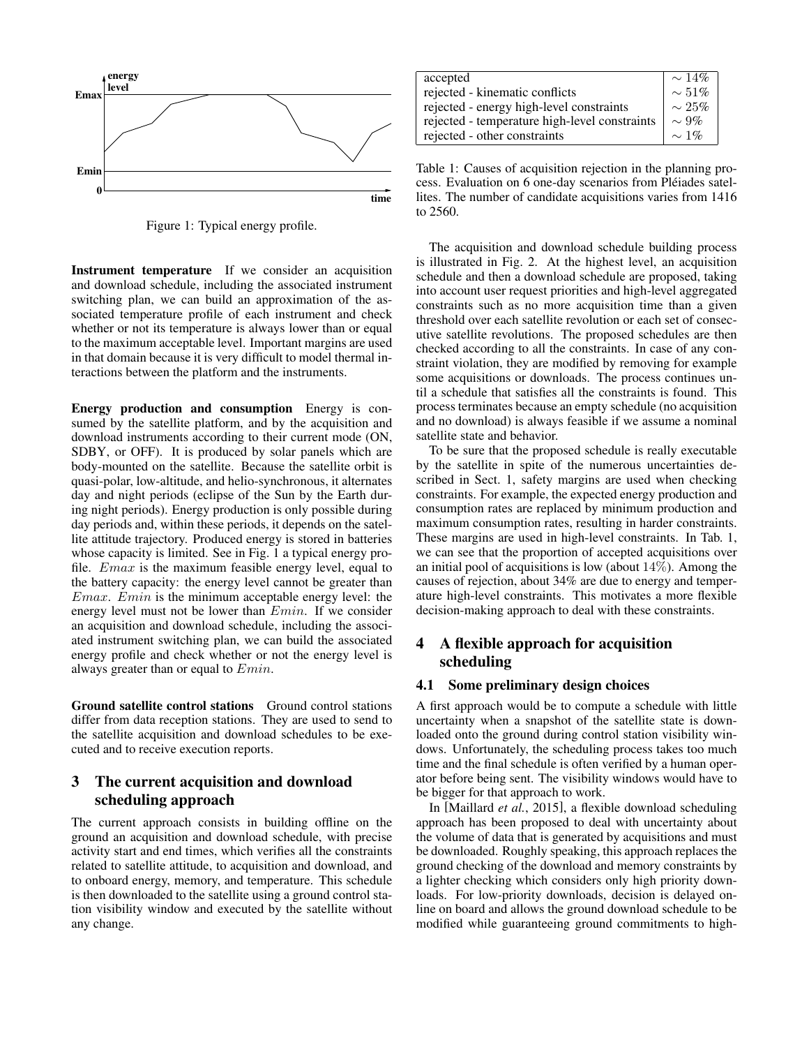Figure 1: Typical energy profile.

**Instrument temperature** If we consider an acquisition and download schedule, including the associated instrument switching plan, we can build an approximation of the associated temperature profile of each instrument and check whether or not its temperature is always lower than or equal to the maximum acceptable level. Important margins are used in that domain because it is very difficult to model thermal interactions between the platform and the instruments.

**Energy production and consumption** Energy is consumed by the satellite platform, and by the acquisition and download instruments according to their current mode (ON, SDBY, or OFF). It is produced by solar panels which are body-mounted on the satellite. Because the satellite orbit is quasi-polar, low-altitude, and helio-synchronous, it alternates day and night periods (eclipse of the Sun by the Earth during night periods). Energy production is only possible during day periods and, within these periods, it depends on the satellite attitude trajectory. Produced energy is stored in batteries whose capacity is limited. See in Fig. 1 a typical energy profile. $Emax$ is the maximum feasible energy level, equal to the battery capacity: the energy level cannot be greater than $Emax$. $Emin$ is the minimum acceptable energy level: the energy level must not be lower than $Emin$. If we consider an acquisition and download schedule, including the associated instrument switching plan, we can build the associated energy profile and check whether or not the energy level is always greater than or equal to $Emin$.

**Ground satellite control stations** Ground control stations differ from data reception stations. They are used to send to the satellite acquisition and download schedules to be executed and to receive execution reports.

## 3 The current acquisition and download scheduling approach

The current approach consists in building offline on the ground an acquisition and download schedule, with precise activity start and end times, which verifies all the constraints related to satellite attitude, to acquisition and download, and to onboard energy, memory, and temperature. This schedule is then downloaded to the satellite using a ground control station visibility window and executed by the satellite without any change.

| accepted | $\sim 14\%$ |
|---|---|
| rejected - kinematic conflicts | $\sim 51\%$ |
| rejected - energy high-level constraints | $\sim 25\%$ |
| rejected - temperature high-level constraints | $\sim 9\%$ |
| rejected - other constraints | $\sim 1\%$ |

Table 1: Causes of acquisition rejection in the planning process. Evaluation on 6 one-day scenarios from Pléiades satellites. The number of candidate acquisitions varies from 1416 to 2560.

The acquisition and download schedule building process is illustrated in Fig. 2. At the highest level, an acquisition schedule and then a download schedule are proposed, taking into account user request priorities and high-level aggregated constraints such as no more acquisition time than a given threshold over each satellite revolution or each set of consecutive satellite revolutions. The proposed schedules are then checked according to all the constraints. In case of any constraint violation, they are modified by removing for example some acquisitions or downloads. The process continues until a schedule that satisfies all the constraints is found. This process terminates because an empty schedule (no acquisition and no download) is always feasible if we assume a nominal satellite state and behavior.

To be sure that the proposed schedule is really executable by the satellite in spite of the numerous uncertainties described in Sect. 1, safety margins are used when checking constraints. For example, the expected energy production and consumption rates are replaced by minimum production and maximum consumption rates, resulting in harder constraints. These margins are used in high-level constraints. In Tab. 1, we can see that the proportion of accepted acquisitions over an initial pool of acquisitions is low (about $14\%$). Among the causes of rejection, about 34% are due to energy and temperature high-level constraints. This motivates a more flexible decision-making approach to deal with these constraints.

## 4 A flexible approach for acquisition scheduling

### 4.1 Some preliminary design choices

A first approach would be to compute a schedule with little uncertainty when a snapshot of the satellite state is downloaded onto the ground during control station visibility windows. Unfortunately, the scheduling process takes too much time and the final schedule is often verified by a human operator before being sent. The visibility windows would have to be bigger for that approach to work.

In [Maillard *et al.*, 2015], a flexible download scheduling approach has been proposed to deal with uncertainty about the volume of data that is generated by acquisitions and must be downloaded. Roughly speaking, this approach replaces the ground checking of the download and memory constraints by a lighter checking which considers only high priority downloads. For low-priority downloads, decision is delayed online on board and allows the ground download schedule to be modified while guaranteeing ground commitments to high-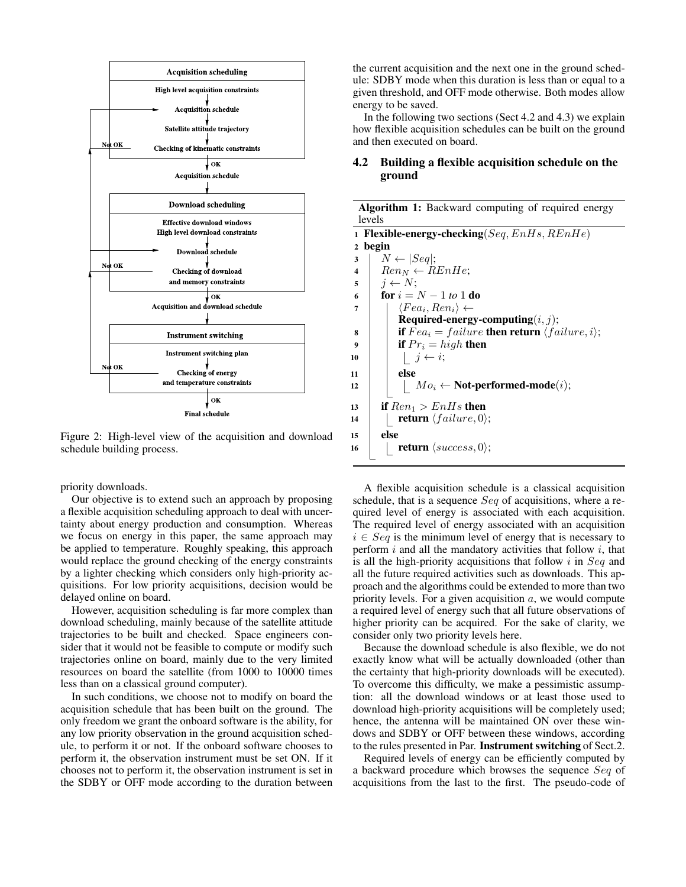Acquisition scheduling

High level acquisition constraints

Acquisition schedule

Satellite attitude trajectory

Checking of kinematic constraints

Not OK

OK

Acquisition schedule

Download scheduling

Effective download windows
High level download constraints

Download schedule

Checking of download and memory constraints

Not OK

OK

Acquisition and download schedule

Instrument switching

Instrument switching plan

Checking of energy and temperature constraints

Not OK

OK

Final schedule

Figure 2: High-level view of the acquisition and download schedule building process.

priority downloads.

Our objective is to extend such an approach by proposing a flexible acquisition scheduling approach to deal with uncertainty about energy production and consumption. Whereas we focus on energy in this paper, the same approach may be applied to temperature. Roughly speaking, this approach would replace the ground checking of the energy constraints by a lighter checking which considers only high-priority acquisitions. For low priority acquisitions, decision would be delayed online on board.

However, acquisition scheduling is far more complex than download scheduling, mainly because of the satellite attitude trajectories to be built and checked. Space engineers consider that it would not be feasible to compute or modify such trajectories online on board, mainly due to the very limited resources on board the satellite (from 1000 to 10000 times less than on a classical ground computer).

In such conditions, we choose not to modify on board the acquisition schedule that has been built on the ground. The only freedom we grant the onboard software is the ability, for any low priority observation in the ground acquisition schedule, to perform it or not. If the onboard software chooses to perform it, the observation instrument must be set ON. If it chooses not to perform it, the observation instrument is set in the SDBY or OFF mode according to the duration between the current acquisition and the next one in the ground schedule: SDBY mode when this duration is less than or equal to a given threshold, and OFF mode otherwise. Both modes allow energy to be saved.

In the following two sections (Sect 4.2 and 4.3) we explain how flexible acquisition schedules can be built on the ground and then executed on board.

## 4.2 Building a flexible acquisition schedule on the ground

**Algorithm 1:** Backward computing of required energy levels

```
1  Flexible-energy-checking(Seq, EnHs, REnHe)
2  begin
3      N ← |Seq|;
4      Ren_N ← REnHe;
5      j ← N;
6      for i = N − 1 to 1 do
7          ⟨Fea_i, Ren_i⟩ ←
               Required-energy-computing(i, j);
8          if Fea_i = failure then return ⟨failure, i⟩;
9          if Pr_i = high then
10             j ← i;
11         else
12             Mo_i ← Not-performed-mode(i);
13     if Ren_1 > EnHs then
14         return ⟨failure, 0⟩;
15     else
16         return ⟨success, 0⟩;
```

A flexible acquisition schedule is a classical acquisition schedule, that is a sequence $Seq$ of acquisitions, where a required level of energy is associated with each acquisition. The required level of energy associated with an acquisition $i \in Seq$ is the minimum level of energy that is necessary to perform $i$ and all the mandatory activities that follow $i$, that is all the high-priority acquisitions that follow $i$ in $Seq$ and all the future required activities such as downloads. This approach and the algorithms could be extended to more than two priority levels. For a given acquisition $a$, we would compute a required level of energy such that all future observations of higher priority can be acquired. For the sake of clarity, we consider only two priority levels here.

Because the download schedule is also flexible, we do not exactly know what will be actually downloaded (other than the certainty that high-priority downloads will be executed). To overcome this difficulty, we make a pessimistic assumption: all the download windows or at least those used to download high-priority acquisitions will be completely used; hence, the antenna will be maintained ON over these windows and SDBY or OFF between these windows, according to the rules presented in Par. **Instrument switching** of Sect.2.

Required levels of energy can be efficiently computed by a backward procedure which browses the sequence $Seq$ of acquisitions from the last to the first. The pseudo-code of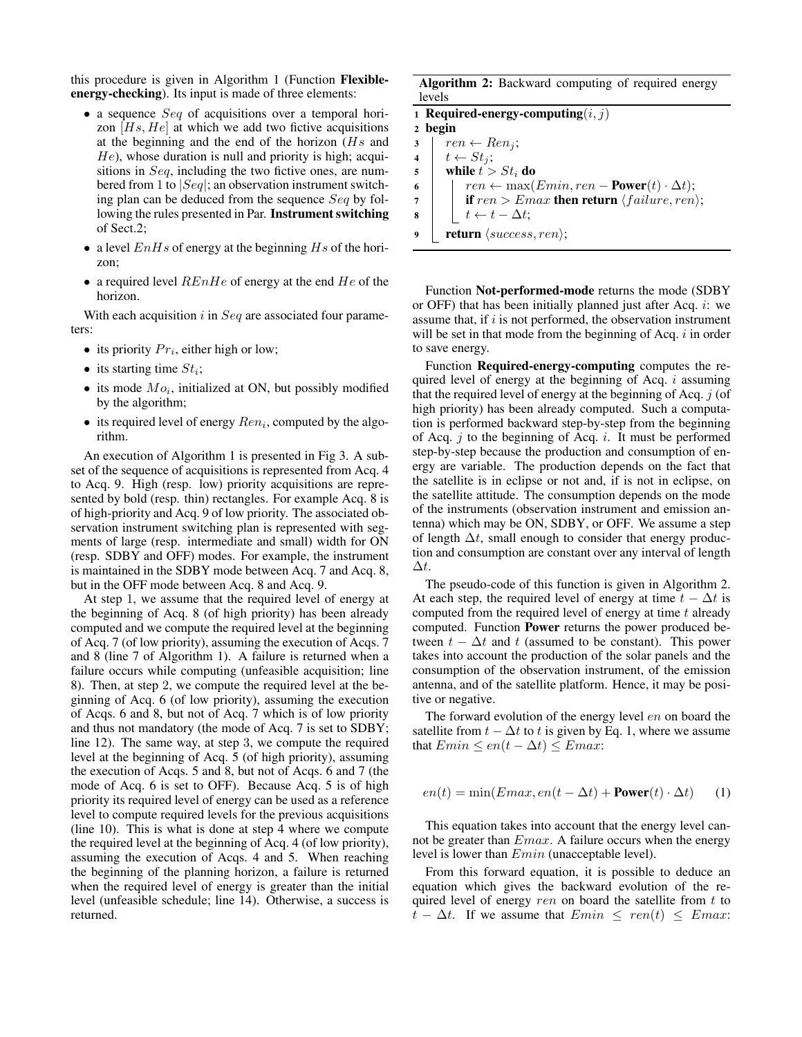this procedure is given in Algorithm 1 (Function **Flexible-energy-checking**). Its input is made of three elements:

- a sequence $Seq$ of acquisitions over a temporal horizon $[Hs, He]$ at which we add two fictive acquisitions at the beginning and the end of the horizon ($Hs$ and $He$), whose duration is null and priority is high; acquisitions in $Seq$, including the two fictive ones, are numbered from 1 to $|Seq|$; an observation instrument switching plan can be deduced from the sequence $Seq$ by following the rules presented in Par. **Instrument switching** of Sect.2;
- a level $EnHs$ of energy at the beginning $Hs$ of the horizon;
- a required level $REnHe$ of energy at the end $He$ of the horizon.

With each acquisition $i$ in $Seq$ are associated four parameters:

- its priority $Pr_i$, either high or low;
- its starting time $St_i$;
- its mode $Mo_i$, initialized at ON, but possibly modified by the algorithm;
- its required level of energy $Ren_i$, computed by the algorithm.

An execution of Algorithm 1 is presented in Fig 3. A subset of the sequence of acquisitions is represented from Acq. 4 to Acq. 9. High (resp. low) priority acquisitions are represented by bold (resp. thin) rectangles. For example Acq. 8 is of high-priority and Acq. 9 of low priority. The associated observation instrument switching plan is represented with segments of large (resp. intermediate and small) width for ON (resp. SDBY and OFF) modes. For example, the instrument is maintained in the SDBY mode between Acq. 7 and Acq. 8, but in the OFF mode between Acq. 8 and Acq. 9.

At step 1, we assume that the required level of energy at the beginning of Acq. 8 (of high priority) has been already computed and we compute the required level at the beginning of Acq. 7 (of low priority), assuming the execution of Acqs. 7 and 8 (line 7 of Algorithm 1). A failure is returned when a failure occurs while computing (unfeasible acquisition; line 8). Then, at step 2, we compute the required level at the beginning of Acq. 6 (of low priority), assuming the execution of Acqs. 6 and 8, but not of Acq. 7 which is of low priority and thus not mandatory (the mode of Acq. 7 is set to SDBY; line 12). The same way, at step 3, we compute the required level at the beginning of Acq. 5 (of high priority), assuming the execution of Acqs. 5 and 8, but not of Acqs. 6 and 7 (the mode of Acq. 6 is set to OFF). Because Acq. 5 is of high priority its required level of energy can be used as a reference level to compute required levels for the previous acquisitions (line 10). This is what is done at step 4 where we compute the required level at the beginning of Acq. 4 (of low priority), assuming the execution of Acqs. 4 and 5. When reaching the beginning of the planning horizon, a failure is returned when the required level of energy is greater than the initial level (unfeasible schedule; line 14). Otherwise, a success is returned.

**Algorithm 2:** Backward computing of required energy levels

```
1 Required-energy-computing(i, j)
2 begin
3     ren ← Ren_j;
4     t ← St_j;
5     while t > St_i do
6         ren ← max(Emin, ren − Power(t) · Δt);
7         if ren > Emax then return ⟨failure, ren⟩;
8         t ← t − Δt;
9     return ⟨success, ren⟩;
```

Function **Not-performed-mode** returns the mode (SDBY or OFF) that has been initially planned just after Acq. $i$: we assume that, if $i$ is not performed, the observation instrument will be set in that mode from the beginning of Acq. $i$ in order to save energy.

Function **Required-energy-computing** computes the required level of energy at the beginning of Acq. $i$ assuming that the required level of energy at the beginning of Acq. $j$ (of high priority) has been already computed. Such a computation is performed backward step-by-step from the beginning of Acq. $j$ to the beginning of Acq. $i$. It must be performed step-by-step because the production and consumption of energy are variable. The production depends on the fact that the satellite is in eclipse or not and, if is not in eclipse, on the satellite attitude. The consumption depends on the mode of the instruments (observation instrument and emission antenna) which may be ON, SDBY, or OFF. We assume a step of length $\Delta t$, small enough to consider that energy production and consumption are constant over any interval of length $\Delta t$.

The pseudo-code of this function is given in Algorithm 2. At each step, the required level of energy at time $t - \Delta t$ is computed from the required level of energy at time $t$ already computed. Function **Power** returns the power produced between $t - \Delta t$ and $t$ (assumed to be constant). This power takes into account the production of the solar panels and the consumption of the observation instrument, of the emission antenna, and of the satellite platform. Hence, it may be positive or negative.

The forward evolution of the energy level $en$ on board the satellite from $t - \Delta t$ to $t$ is given by Eq. 1, where we assume that $Emin \leq en(t - \Delta t) \leq Emax$:

$$en(t) = \min(Emax, en(t - \Delta t) + \textbf{Power}(t) \cdot \Delta t) \quad (1)$$

This equation takes into account that the energy level cannot be greater than $Emax$. A failure occurs when the energy level is lower than $Emin$ (unacceptable level).

From this forward equation, it is possible to deduce an equation which gives the backward evolution of the required level of energy $ren$ on board the satellite from $t$ to $t - \Delta t$. If we assume that $Emin \leq ren(t) \leq Emax$: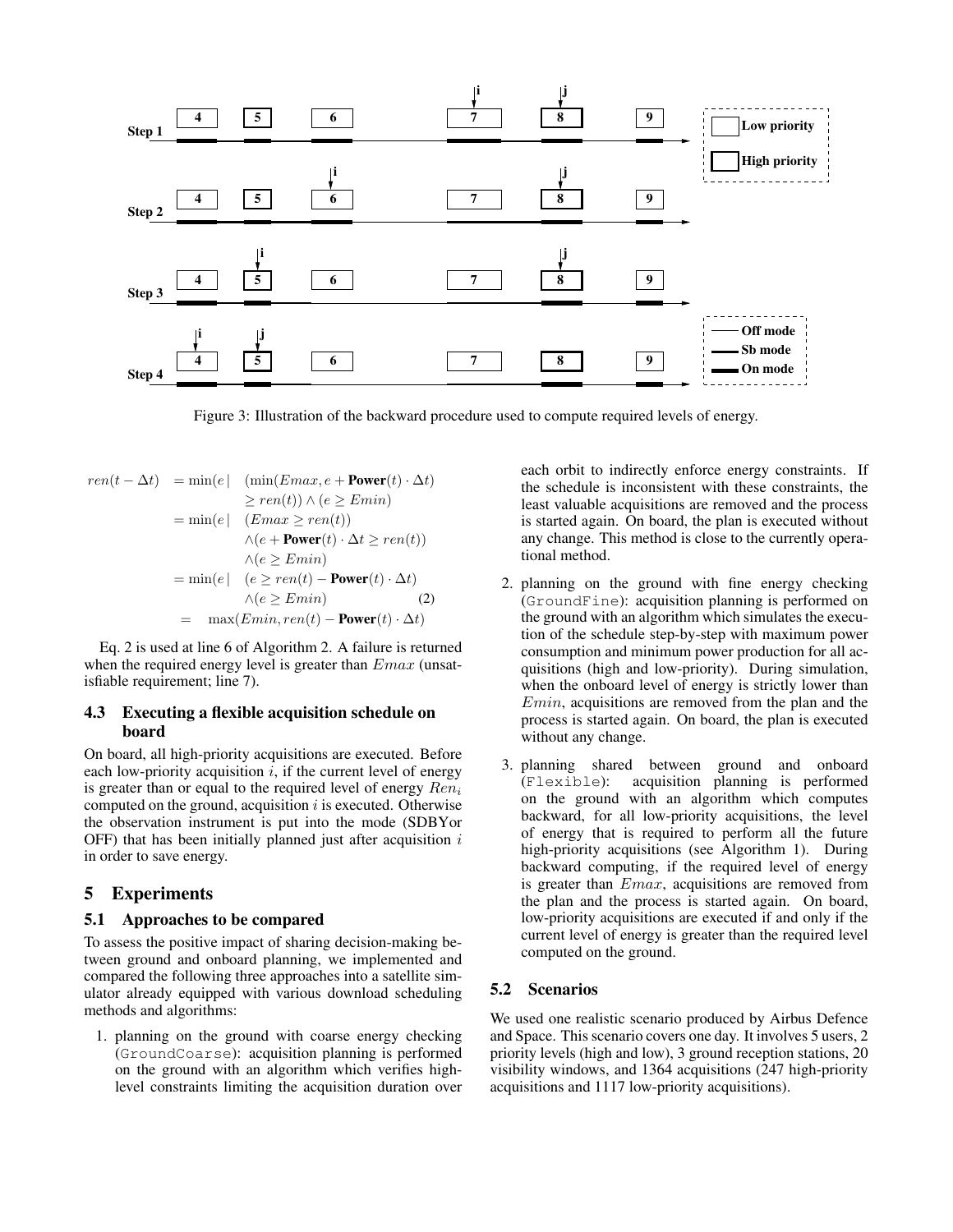Figure 3: Illustration of the backward procedure used to compute required levels of energy.

$$
\begin{aligned}
ren(t-\Delta t) &= \min(e \mid \quad (\min(Emax, e + \mathbf{Power}(t)\cdot\Delta t) \\
&\qquad\qquad \geq ren(t)) \wedge (e \geq Emin) \\
&= \min(e \mid \quad (Emax \geq ren(t)) \\
&\qquad\qquad \wedge (e + \mathbf{Power}(t)\cdot\Delta t \geq ren(t)) \\
&\qquad\qquad \wedge (e \geq Emin) \\
&= \min(e \mid \quad (e \geq ren(t) - \mathbf{Power}(t)\cdot\Delta t) \\
&\qquad\qquad \wedge (e \geq Emin) \qquad\qquad (2) \\
&= \max(Emin, ren(t) - \mathbf{Power}(t)\cdot\Delta t)
\end{aligned}
$$

Eq. 2 is used at line 6 of Algorithm 2. A failure is returned when the required energy level is greater than $Emax$ (unsatisfiable requirement; line 7).

### 4.3 Executing a flexible acquisition schedule on board

On board, all high-priority acquisitions are executed. Before each low-priority acquisition $i$, if the current level of energy is greater than or equal to the required level of energy $Ren_i$ computed on the ground, acquisition $i$ is executed. Otherwise the observation instrument is put into the mode (SDBYor OFF) that has been initially planned just after acquisition $i$ in order to save energy.

## 5 Experiments

### 5.1 Approaches to be compared

To assess the positive impact of sharing decision-making between ground and onboard planning, we implemented and compared the following three approaches into a satellite simulator already equipped with various download scheduling methods and algorithms:

1. planning on the ground with coarse energy checking (`GroundCoarse`): acquisition planning is performed on the ground with an algorithm which verifies high-level constraints limiting the acquisition duration over each orbit to indirectly enforce energy constraints. If the schedule is inconsistent with these constraints, the least valuable acquisitions are removed and the process is started again. On board, the plan is executed without any change. This method is close to the currently operational method.
2. planning on the ground with fine energy checking (`GroundFine`): acquisition planning is performed on the ground with an algorithm which simulates the execution of the schedule step-by-step with maximum power consumption and minimum power production for all acquisitions (high and low-priority). During simulation, when the onboard level of energy is strictly lower than $Emin$, acquisitions are removed from the plan and the process is started again. On board, the plan is executed without any change.
3. planning shared between ground and onboard (`Flexible`): acquisition planning is performed on the ground with an algorithm which computes backward, for all low-priority acquisitions, the level of energy that is required to perform all the future high-priority acquisitions (see Algorithm 1). During backward computing, if the required level of energy is greater than $Emax$, acquisitions are removed from the plan and the process is started again. On board, low-priority acquisitions are executed if and only if the current level of energy is greater than the required level computed on the ground.

### 5.2 Scenarios

We used one realistic scenario produced by Airbus Defence and Space. This scenario covers one day. It involves 5 users, 2 priority levels (high and low), 3 ground reception stations, 20 visibility windows, and 1364 acquisitions (247 high-priority acquisitions and 1117 low-priority acquisitions).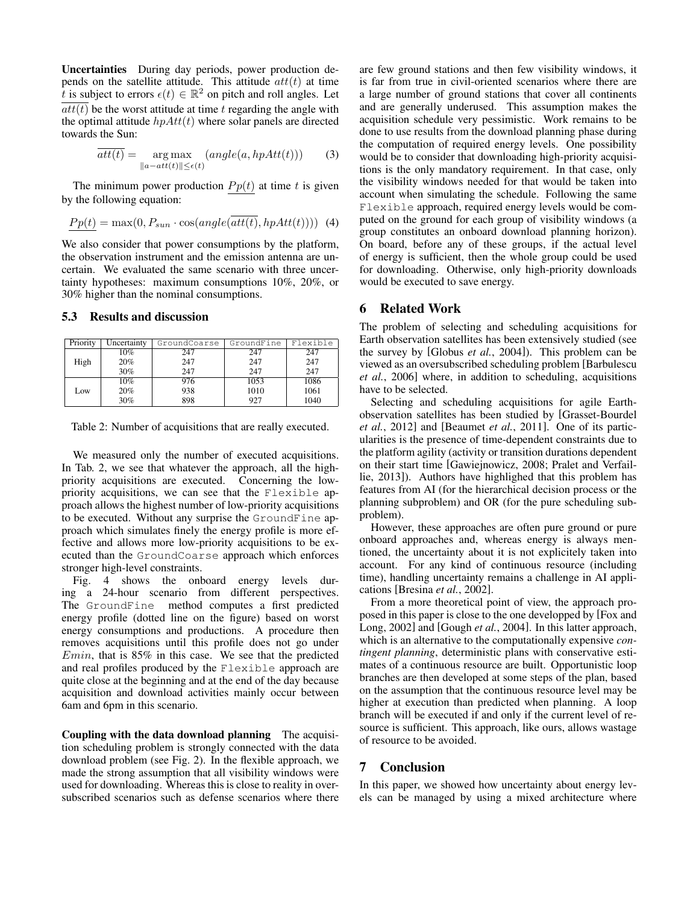**Uncertainties** During day periods, power production depends on the satellite attitude. This attitude $att(t)$ at time $t$ is subject to errors $\epsilon(t) \in \mathbb{R}^2$ on pitch and roll angles. Let $\overline{att(t)}$ be the worst attitude at time $t$ regarding the angle with the optimal attitude $hpAtt(t)$ where solar panels are directed towards the Sun:

$$\overline{att(t)} = \underset{\|a - att(t)\| \leq \epsilon(t)}{\arg\max} \; (angle(a, hpAtt(t))) \tag{3}$$

The minimum power production $\underline{Pp(t)}$ at time $t$ is given by the following equation:

$$\underline{Pp(t)} = \max(0, P_{sun} \cdot \cos(angle(\overline{att(t)}, hpAtt(t)))) \tag{4}$$

We also consider that power consumptions by the platform, the observation instrument and the emission antenna are uncertain. We evaluated the same scenario with three uncertainty hypotheses: maximum consumptions 10%, 20%, or 30% higher than the nominal consumptions.

### 5.3 Results and discussion

| Priority | Uncertainty | GroundCoarse | GroundFine | Flexible |
|---|---|---|---|---|
| High | 10% | 247 | 247 | 247 |
| | 20% | 247 | 247 | 247 |
| | 30% | 247 | 247 | 247 |
| Low | 10% | 976 | 1053 | 1086 |
| | 20% | 938 | 1010 | 1061 |
| | 30% | 898 | 927 | 1040 |

Table 2: Number of acquisitions that are really executed.

We measured only the number of executed acquisitions. In Tab. 2, we see that whatever the approach, all the high-priority acquisitions are executed. Concerning the low-priority acquisitions, we can see that the Flexible approach allows the highest number of low-priority acquisitions to be executed. Without any surprise the GroundFine approach which simulates finely the energy profile is more effective and allows more low-priority acquisitions to be executed than the GroundCoarse approach which enforces stronger high-level constraints.

Fig. 4 shows the onboard energy levels during a 24-hour scenario from different perspectives. The GroundFine method computes a first predicted energy profile (dotted line on the figure) based on worst energy consumptions and productions. A procedure then removes acquisitions until this profile does not go under $Emin$, that is 85% in this case. We see that the predicted and real profiles produced by the Flexible approach are quite close at the beginning and at the end of the day because acquisition and download activities mainly occur between 6am and 6pm in this scenario.

**Coupling with the data download planning** The acquisition scheduling problem is strongly connected with the data download problem (see Fig. 2). In the flexible approach, we made the strong assumption that all visibility windows were used for downloading. Whereas this is close to reality in oversubscribed scenarios such as defense scenarios where there are few ground stations and then few visibility windows, it is far from true in civil-oriented scenarios where there are a large number of ground stations that cover all continents and are generally underused. This assumption makes the acquisition schedule very pessimistic. Work remains to be done to use results from the download planning phase during the computation of required energy levels. One possibility would be to consider that downloading high-priority acquisitions is the only mandatory requirement. In that case, only the visibility windows needed for that would be taken into account when simulating the schedule. Following the same Flexible approach, required energy levels would be computed on the ground for each group of visibility windows (a group constitutes an onboard download planning horizon). On board, before any of these groups, if the actual level of energy is sufficient, then the whole group could be used for downloading. Otherwise, only high-priority downloads would be executed to save energy.

## 6 Related Work

The problem of selecting and scheduling acquisitions for Earth observation satellites has been extensively studied (see the survey by [Globus *et al.*, 2004]). This problem can be viewed as an oversubscribed scheduling problem [Barbulescu *et al.*, 2006] where, in addition to scheduling, acquisitions have to be selected.

Selecting and scheduling acquisitions for agile Earth-observation satellites has been studied by [Grasset-Bourdel *et al.*, 2012] and [Beaumet *et al.*, 2011]. One of its particularities is the presence of time-dependent constraints due to the platform agility (activity or transition durations dependent on their start time [Gawiejnowicz, 2008; Pralet and Verfaillie, 2013]). Authors have highlighted that this problem has features from AI (for the hierarchical decision process or the planning subproblem) and OR (for the pure scheduling subproblem).

However, these approaches are often pure ground or pure onboard approaches and, whereas energy is always mentioned, the uncertainty about it is not explicitely taken into account. For any kind of continuous resource (including time), handling uncertainty remains a challenge in AI applications [Bresina *et al.*, 2002].

From a more theoretical point of view, the approach proposed in this paper is close to the one developped by [Fox and Long, 2002] and [Gough *et al.*, 2004]. In this latter approach, which is an alternative to the computationally expensive *contingent planning*, deterministic plans with conservative estimates of a continuous resource are built. Opportunistic loop branches are then developed at some steps of the plan, based on the assumption that the continuous resource level may be higher at execution than predicted when planning. A loop branch will be executed if and only if the current level of resource is sufficient. This approach, like ours, allows wastage of resource to be avoided.

## 7 Conclusion

In this paper, we showed how uncertainty about energy levels can be managed by using a mixed architecture where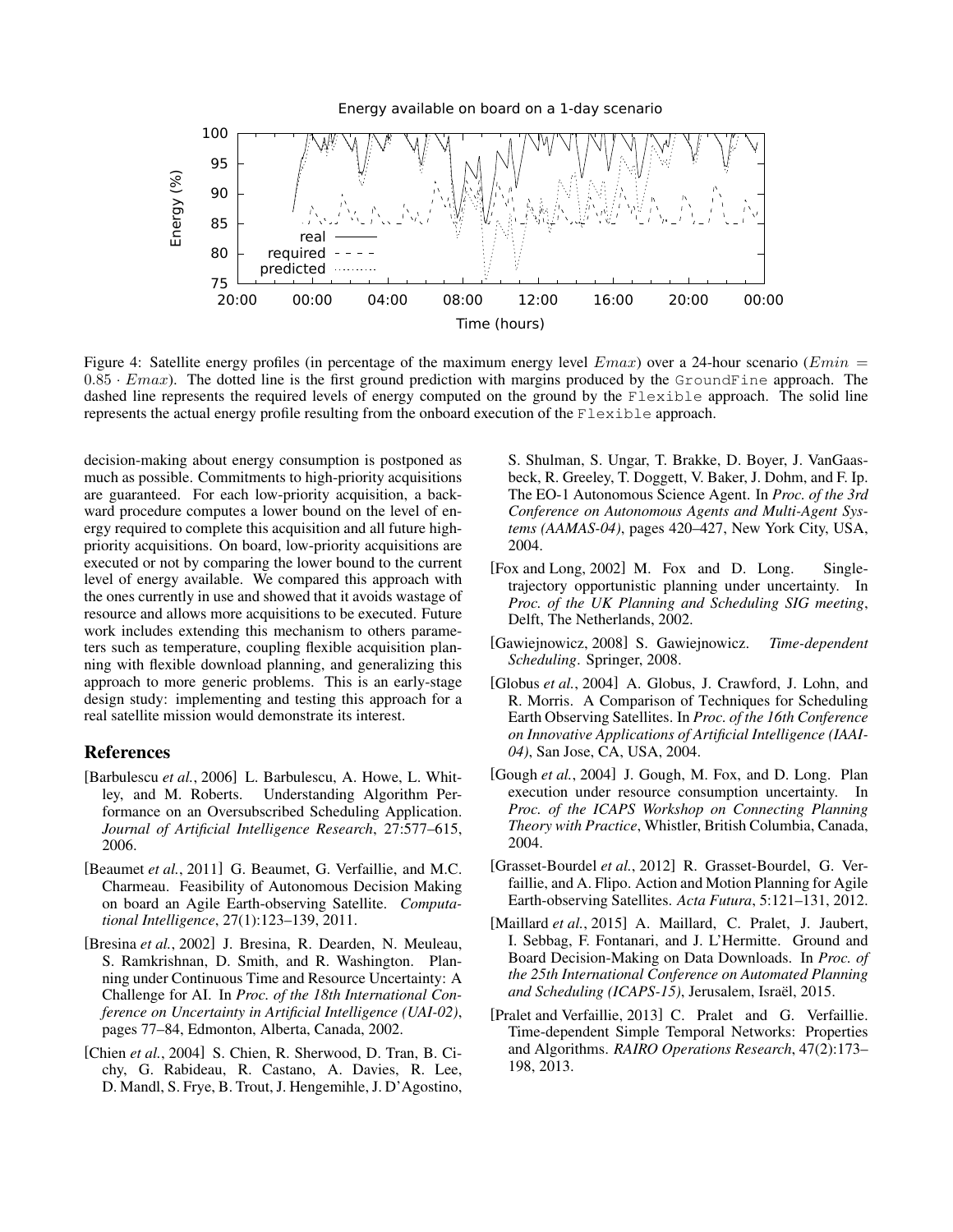Energy available on board on a 1-day scenario

Energy (%)

100
95
90
85
80
75

20:00 00:00 04:00 08:00 12:00 16:00 20:00 00:00

Time (hours)

real
required
predicted

Figure 4: Satellite energy profiles (in percentage of the maximum energy level $Emax$) over a 24-hour scenario ($Emin = 0.85 \cdot Emax$). The dotted line is the first ground prediction with margins produced by the GroundFine approach. The dashed line represents the required levels of energy computed on the ground by the Flexible approach. The solid line represents the actual energy profile resulting from the onboard execution of the Flexible approach.

decision-making about energy consumption is postponed as much as possible. Commitments to high-priority acquisitions are guaranteed. For each low-priority acquisition, a backward procedure computes a lower bound on the level of energy required to complete this acquisition and all future high-priority acquisitions. On board, low-priority acquisitions are executed or not by comparing the lower bound to the current level of energy available. We compared this approach with the ones currently in use and showed that it avoids wastage of resource and allows more acquisitions to be executed. Future work includes extending this mechanism to others parameters such as temperature, coupling flexible acquisition planning with flexible download planning, and generalizing this approach to more generic problems. This is an early-stage design study: implementing and testing this approach for a real satellite mission would demonstrate its interest.

## References

[Barbulescu *et al.*, 2006] L. Barbulescu, A. Howe, L. Whitley, and M. Roberts. Understanding Algorithm Performance on an Oversubscribed Scheduling Application. *Journal of Artificial Intelligence Research*, 27:577–615, 2006.

[Beaumet *et al.*, 2011] G. Beaumet, G. Verfaillie, and M.C. Charmeau. Feasibility of Autonomous Decision Making on board an Agile Earth-observing Satellite. *Computational Intelligence*, 27(1):123–139, 2011.

[Bresina *et al.*, 2002] J. Bresina, R. Dearden, N. Meuleau, S. Ramkrishnan, D. Smith, and R. Washington. Planning under Continuous Time and Resource Uncertainty: A Challenge for AI. In *Proc. of the 18th International Conference on Uncertainty in Artificial Intelligence (UAI-02)*, pages 77–84, Edmonton, Alberta, Canada, 2002.

[Chien *et al.*, 2004] S. Chien, R. Sherwood, D. Tran, B. Cichy, G. Rabideau, R. Castano, A. Davies, R. Lee, D. Mandl, S. Frye, B. Trout, J. Hengemihle, J. D'Agostino, S. Shulman, S. Ungar, T. Brakke, D. Boyer, J. VanGaasbeck, R. Greeley, T. Doggett, V. Baker, J. Dohm, and F. Ip. The EO-1 Autonomous Science Agent. In *Proc. of the 3rd Conference on Autonomous Agents and Multi-Agent Systems (AAMAS-04)*, pages 420–427, New York City, USA, 2004.

[Fox and Long, 2002] M. Fox and D. Long. Single-trajectory opportunistic planning under uncertainty. In *Proc. of the UK Planning and Scheduling SIG meeting*, Delft, The Netherlands, 2002.

[Gawiejnowicz, 2008] S. Gawiejnowicz. *Time-dependent Scheduling*. Springer, 2008.

[Globus *et al.*, 2004] A. Globus, J. Crawford, J. Lohn, and R. Morris. A Comparison of Techniques for Scheduling Earth Observing Satellites. In *Proc. of the 16th Conference on Innovative Applications of Artificial Intelligence (IAAI-04)*, San Jose, CA, USA, 2004.

[Gough *et al.*, 2004] J. Gough, M. Fox, and D. Long. Plan execution under resource consumption uncertainty. In *Proc. of the ICAPS Workshop on Connecting Planning Theory with Practice*, Whistler, British Columbia, Canada, 2004.

[Grasset-Bourdel *et al.*, 2012] R. Grasset-Bourdel, G. Verfaillie, and A. Flipo. Action and Motion Planning for Agile Earth-observing Satellites. *Acta Futura*, 5:121–131, 2012.

[Maillard *et al.*, 2015] A. Maillard, C. Pralet, J. Jaubert, I. Sebbag, F. Fontanari, and J. L'Hermitte. Ground and Board Decision-Making on Data Downloads. In *Proc. of the 25th International Conference on Automated Planning and Scheduling (ICAPS-15)*, Jerusalem, Israël, 2015.

[Pralet and Verfaillie, 2013] C. Pralet and G. Verfaillie. Time-dependent Simple Temporal Networks: Properties and Algorithms. *RAIRO Operations Research*, 47(2):173–198, 2013.